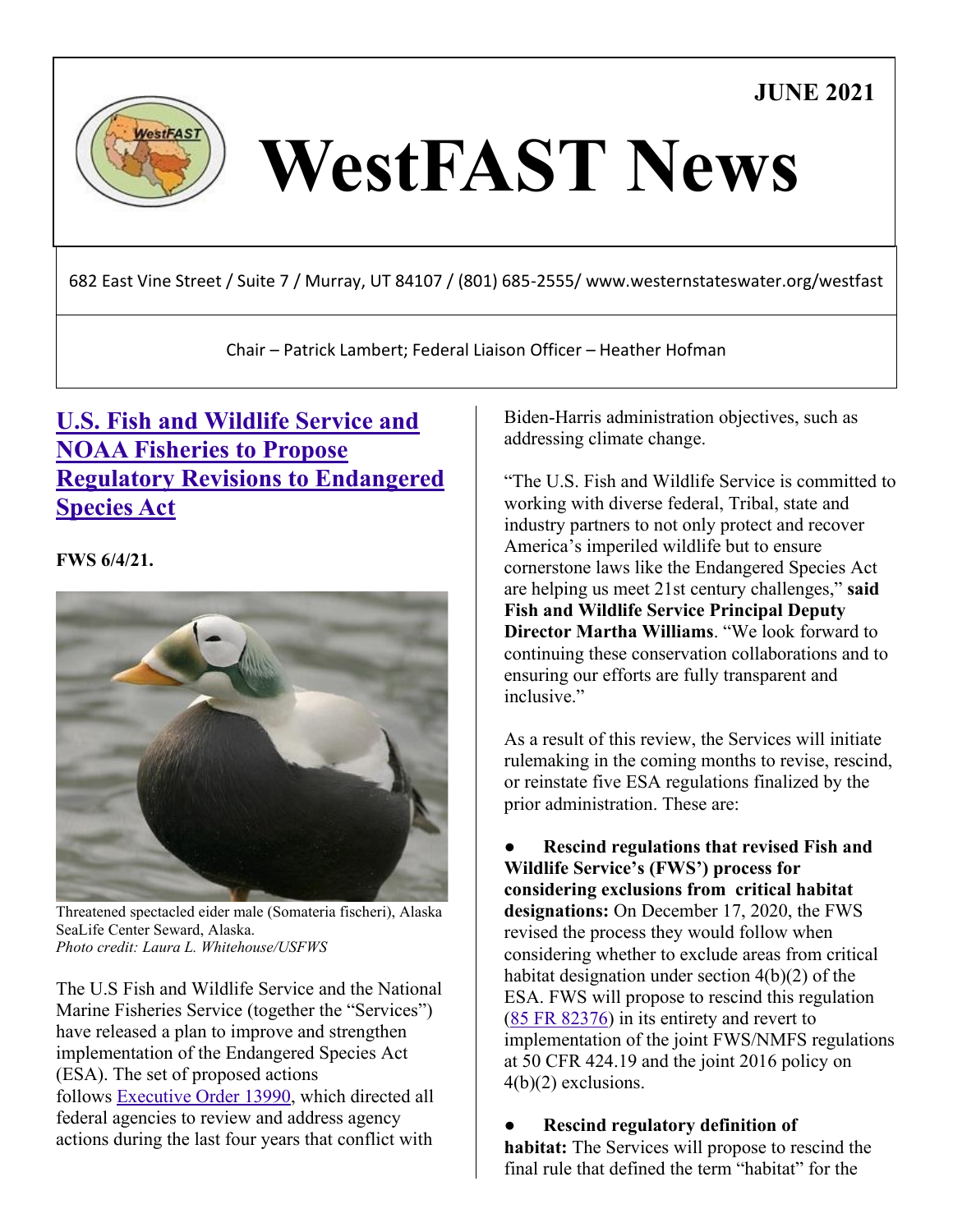JUNE 2021

# WestFAST News

682 East Vine Street / Suite 7 / Murray, UT 84107 / (801) 685-2555/ www.westernstateswater.org/westfast

Chair – Patrick Lambert; Federal Liaison Officer – Heather Hofman

## U.S. Fish and Wildlife Service and NOAA Fisheries to Propose Regulatory Revisions to Endangered Species Act

**FWS 6/4/21.**

Threatened spectacled eider male (Somateria fischeri), Alaska SeaLife Center Seward, Alaska.
*Photo credit: Laura L. Whitehouse/USFWS*

The U.S Fish and Wildlife Service and the National Marine Fisheries Service (together the "Services") have released a plan to improve and strengthen implementation of the Endangered Species Act (ESA). The set of proposed actions follows Executive Order 13990, which directed all federal agencies to review and address agency actions during the last four years that conflict with Biden-Harris administration objectives, such as addressing climate change.

"The U.S. Fish and Wildlife Service is committed to working with diverse federal, Tribal, state and industry partners to not only protect and recover America's imperiled wildlife but to ensure cornerstone laws like the Endangered Species Act are helping us meet 21st century challenges," **said Fish and Wildlife Service Principal Deputy Director Martha Williams**. "We look forward to continuing these conservation collaborations and to ensuring our efforts are fully transparent and inclusive."

As a result of this review, the Services will initiate rulemaking in the coming months to revise, rescind, or reinstate five ESA regulations finalized by the prior administration. These are:

- **Rescind regulations that revised Fish and Wildlife Service's (FWS') process for considering exclusions from critical habitat designations:** On December 17, 2020, the FWS revised the process they would follow when considering whether to exclude areas from critical habitat designation under section 4(b)(2) of the ESA. FWS will propose to rescind this regulation (85 FR 82376) in its entirety and revert to implementation of the joint FWS/NMFS regulations at 50 CFR 424.19 and the joint 2016 policy on 4(b)(2) exclusions.
- **Rescind regulatory definition of habitat:** The Services will propose to rescind the final rule that defined the term "habitat" for the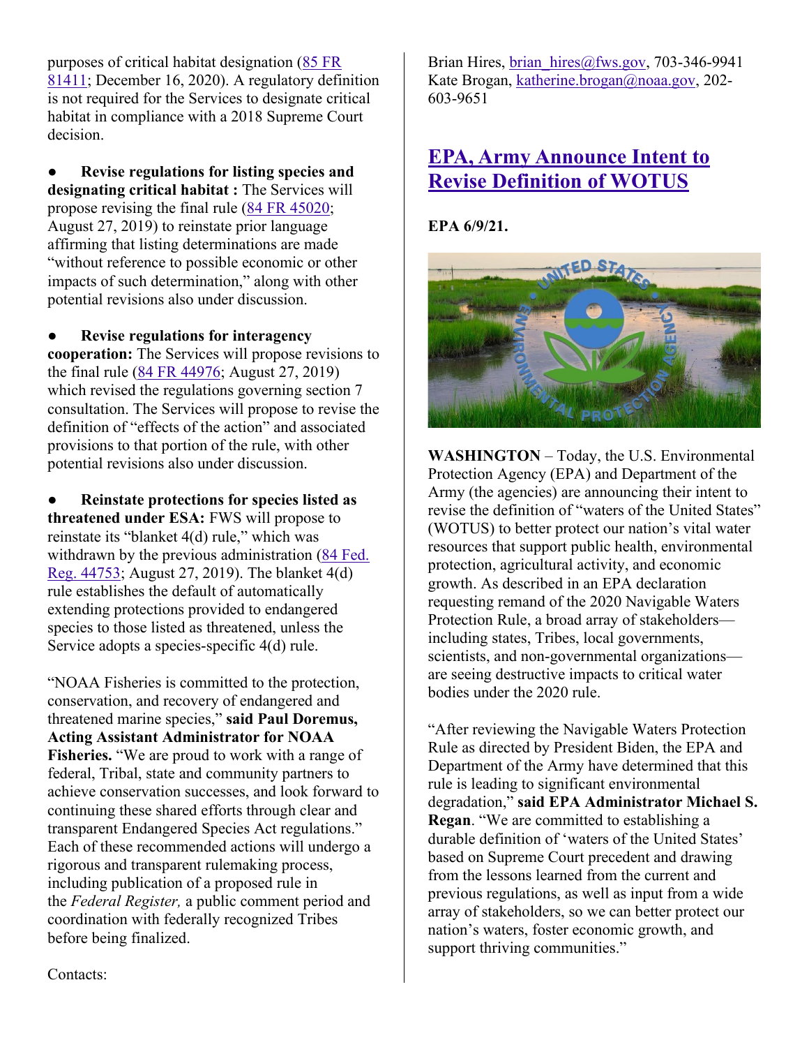purposes of critical habitat designation (85 FR 81411; December 16, 2020). A regulatory definition is not required for the Services to designate critical habitat in compliance with a 2018 Supreme Court decision.

- **Revise regulations for listing species and designating critical habitat :** The Services will propose revising the final rule (84 FR 45020; August 27, 2019) to reinstate prior language affirming that listing determinations are made "without reference to possible economic or other impacts of such determination," along with other potential revisions also under discussion.

- **Revise regulations for interagency cooperation:** The Services will propose revisions to the final rule (84 FR 44976; August 27, 2019) which revised the regulations governing section 7 consultation. The Services will propose to revise the definition of "effects of the action" and associated provisions to that portion of the rule, with other potential revisions also under discussion.

- **Reinstate protections for species listed as threatened under ESA:** FWS will propose to reinstate its "blanket 4(d) rule," which was withdrawn by the previous administration (84 Fed. Reg. 44753; August 27, 2019). The blanket 4(d) rule establishes the default of automatically extending protections provided to endangered species to those listed as threatened, unless the Service adopts a species-specific 4(d) rule.

"NOAA Fisheries is committed to the protection, conservation, and recovery of endangered and threatened marine species," **said Paul Doremus, Acting Assistant Administrator for NOAA Fisheries.** "We are proud to work with a range of federal, Tribal, state and community partners to achieve conservation successes, and look forward to continuing these shared efforts through clear and transparent Endangered Species Act regulations." Each of these recommended actions will undergo a rigorous and transparent rulemaking process, including publication of a proposed rule in the *Federal Register,* a public comment period and coordination with federally recognized Tribes before being finalized.

Contacts:

Brian Hires, brian_hires@fws.gov, 703-346-9941
Kate Brogan, katherine.brogan@noaa.gov, 202-603-9651

## EPA, Army Announce Intent to Revise Definition of WOTUS

**EPA 6/9/21.**

**WASHINGTON** – Today, the U.S. Environmental Protection Agency (EPA) and Department of the Army (the agencies) are announcing their intent to revise the definition of "waters of the United States" (WOTUS) to better protect our nation's vital water resources that support public health, environmental protection, agricultural activity, and economic growth. As described in an EPA declaration requesting remand of the 2020 Navigable Waters Protection Rule, a broad array of stakeholders—including states, Tribes, local governments, scientists, and non-governmental organizations—are seeing destructive impacts to critical water bodies under the 2020 rule.

"After reviewing the Navigable Waters Protection Rule as directed by President Biden, the EPA and Department of the Army have determined that this rule is leading to significant environmental degradation," **said EPA Administrator Michael S. Regan**. "We are committed to establishing a durable definition of 'waters of the United States' based on Supreme Court precedent and drawing from the lessons learned from the current and previous regulations, as well as input from a wide array of stakeholders, so we can better protect our nation's waters, foster economic growth, and support thriving communities."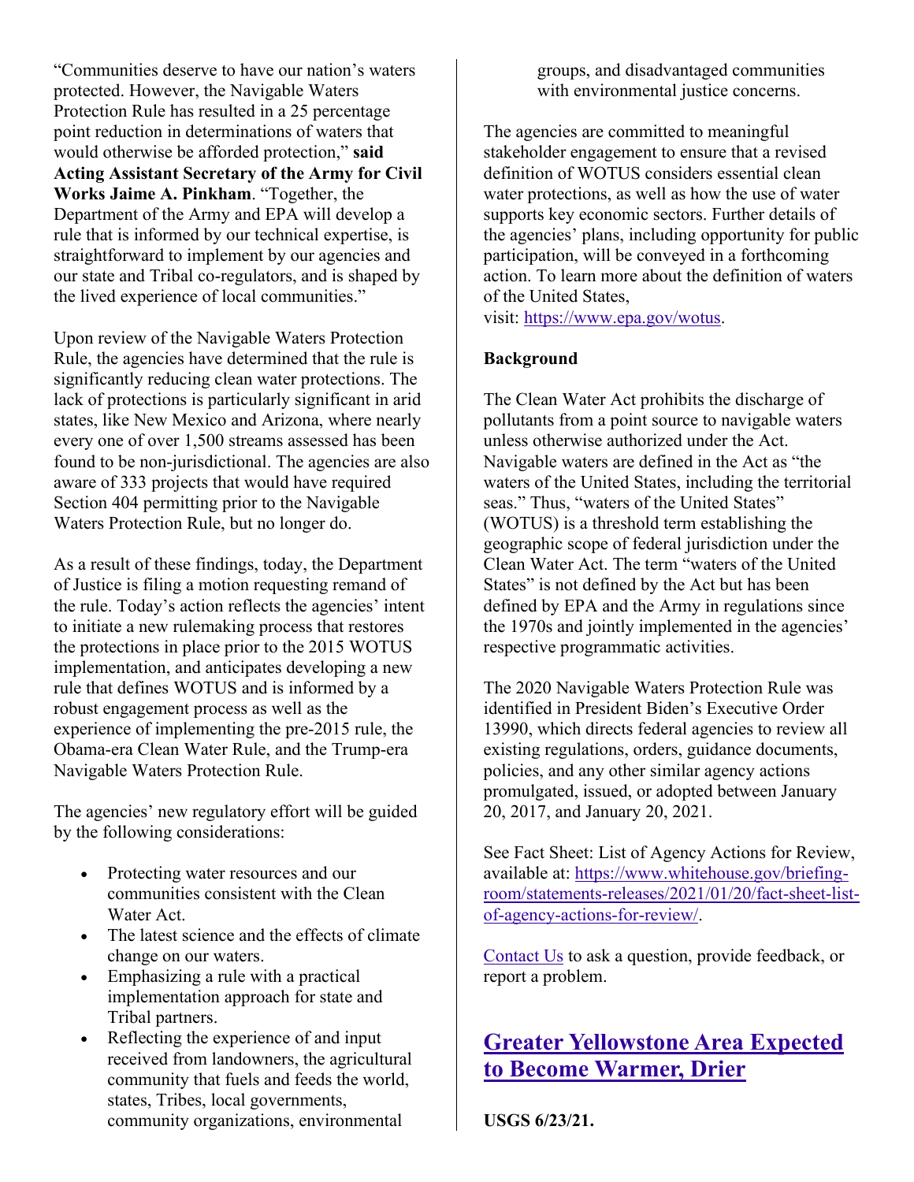"Communities deserve to have our nation's waters protected. However, the Navigable Waters Protection Rule has resulted in a 25 percentage point reduction in determinations of waters that would otherwise be afforded protection," **said Acting Assistant Secretary of the Army for Civil Works Jaime A. Pinkham**. "Together, the Department of the Army and EPA will develop a rule that is informed by our technical expertise, is straightforward to implement by our agencies and our state and Tribal co-regulators, and is shaped by the lived experience of local communities."

Upon review of the Navigable Waters Protection Rule, the agencies have determined that the rule is significantly reducing clean water protections. The lack of protections is particularly significant in arid states, like New Mexico and Arizona, where nearly every one of over 1,500 streams assessed has been found to be non-jurisdictional. The agencies are also aware of 333 projects that would have required Section 404 permitting prior to the Navigable Waters Protection Rule, but no longer do.

As a result of these findings, today, the Department of Justice is filing a motion requesting remand of the rule. Today's action reflects the agencies' intent to initiate a new rulemaking process that restores the protections in place prior to the 2015 WOTUS implementation, and anticipates developing a new rule that defines WOTUS and is informed by a robust engagement process as well as the experience of implementing the pre-2015 rule, the Obama-era Clean Water Rule, and the Trump-era Navigable Waters Protection Rule.

The agencies' new regulatory effort will be guided by the following considerations:

- Protecting water resources and our communities consistent with the Clean Water Act.
- The latest science and the effects of climate change on our waters.
- Emphasizing a rule with a practical implementation approach for state and Tribal partners.
- Reflecting the experience of and input received from landowners, the agricultural community that fuels and feeds the world, states, Tribes, local governments, community organizations, environmental groups, and disadvantaged communities with environmental justice concerns.

The agencies are committed to meaningful stakeholder engagement to ensure that a revised definition of WOTUS considers essential clean water protections, as well as how the use of water supports key economic sectors. Further details of the agencies' plans, including opportunity for public participation, will be conveyed in a forthcoming action. To learn more about the definition of waters of the United States, visit: [https://www.epa.gov/wotus](https://www.epa.gov/wotus).

**Background**

The Clean Water Act prohibits the discharge of pollutants from a point source to navigable waters unless otherwise authorized under the Act. Navigable waters are defined in the Act as "the waters of the United States, including the territorial seas." Thus, "waters of the United States" (WOTUS) is a threshold term establishing the geographic scope of federal jurisdiction under the Clean Water Act. The term "waters of the United States" is not defined by the Act but has been defined by EPA and the Army in regulations since the 1970s and jointly implemented in the agencies' respective programmatic activities.

The 2020 Navigable Waters Protection Rule was identified in President Biden's Executive Order 13990, which directs federal agencies to review all existing regulations, orders, guidance documents, policies, and any other similar agency actions promulgated, issued, or adopted between January 20, 2017, and January 20, 2021.

See Fact Sheet: List of Agency Actions for Review, available at: [https://www.whitehouse.gov/briefing-room/statements-releases/2021/01/20/fact-sheet-list-of-agency-actions-for-review/](https://www.whitehouse.gov/briefing-room/statements-releases/2021/01/20/fact-sheet-list-of-agency-actions-for-review/).

[Contact Us]() to ask a question, provide feedback, or report a problem.

## [Greater Yellowstone Area Expected to Become Warmer, Drier]()

**USGS 6/23/21.**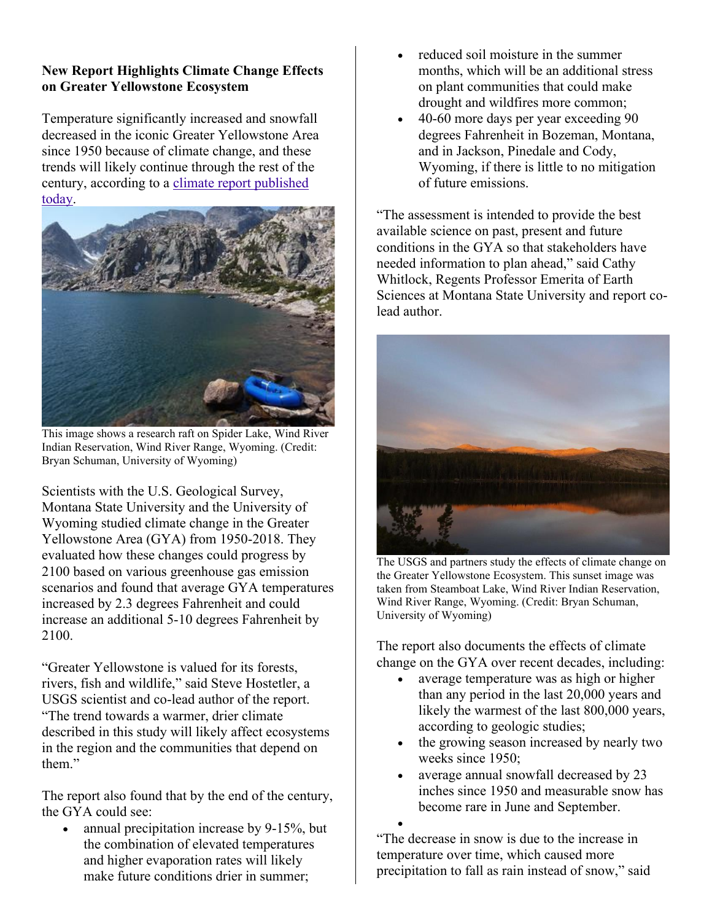**New Report Highlights Climate Change Effects on Greater Yellowstone Ecosystem**

Temperature significantly increased and snowfall decreased in the iconic Greater Yellowstone Area since 1950 because of climate change, and these trends will likely continue through the rest of the century, according to a [climate report published today](climate report published today).

This image shows a research raft on Spider Lake, Wind River Indian Reservation, Wind River Range, Wyoming. (Credit: Bryan Schuman, University of Wyoming)

Scientists with the U.S. Geological Survey, Montana State University and the University of Wyoming studied climate change in the Greater Yellowstone Area (GYA) from 1950-2018. They evaluated how these changes could progress by 2100 based on various greenhouse gas emission scenarios and found that average GYA temperatures increased by 2.3 degrees Fahrenheit and could increase an additional 5-10 degrees Fahrenheit by 2100.

"Greater Yellowstone is valued for its forests, rivers, fish and wildlife," said Steve Hostetler, a USGS scientist and co-lead author of the report. "The trend towards a warmer, drier climate described in this study will likely affect ecosystems in the region and the communities that depend on them."

The report also found that by the end of the century, the GYA could see:

- annual precipitation increase by 9-15%, but the combination of elevated temperatures and higher evaporation rates will likely make future conditions drier in summer;
- reduced soil moisture in the summer months, which will be an additional stress on plant communities that could make drought and wildfires more common;
- 40-60 more days per year exceeding 90 degrees Fahrenheit in Bozeman, Montana, and in Jackson, Pinedale and Cody, Wyoming, if there is little to no mitigation of future emissions.

"The assessment is intended to provide the best available science on past, present and future conditions in the GYA so that stakeholders have needed information to plan ahead," said Cathy Whitlock, Regents Professor Emerita of Earth Sciences at Montana State University and report co-lead author.

The USGS and partners study the effects of climate change on the Greater Yellowstone Ecosystem. This sunset image was taken from Steamboat Lake, Wind River Indian Reservation, Wind River Range, Wyoming. (Credit: Bryan Schuman, University of Wyoming)

The report also documents the effects of climate change on the GYA over recent decades, including:

- average temperature was as high or higher than any period in the last 20,000 years and likely the warmest of the last 800,000 years, according to geologic studies;
- the growing season increased by nearly two weeks since 1950;
- average annual snowfall decreased by 23 inches since 1950 and measurable snow has become rare in June and September.

"The decrease in snow is due to the increase in temperature over time, which caused more precipitation to fall as rain instead of snow," said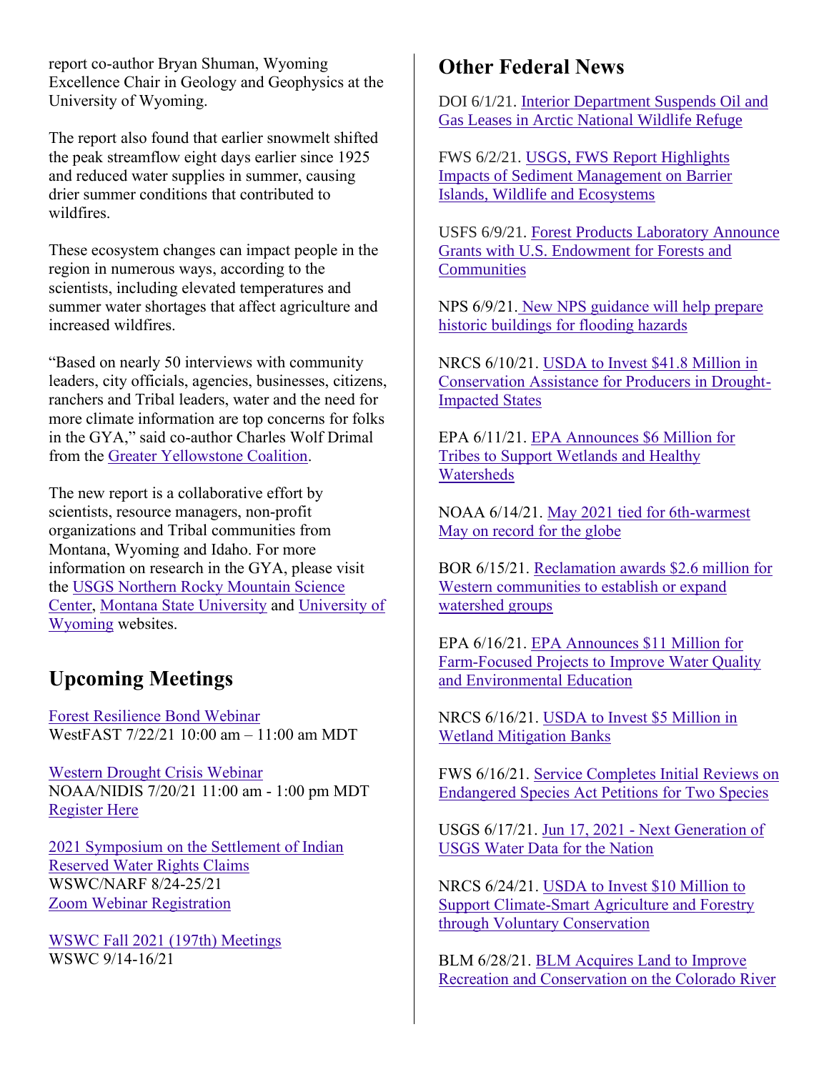report co-author Bryan Shuman, Wyoming Excellence Chair in Geology and Geophysics at the University of Wyoming.

The report also found that earlier snowmelt shifted the peak streamflow eight days earlier since 1925 and reduced water supplies in summer, causing drier summer conditions that contributed to wildfires.

These ecosystem changes can impact people in the region in numerous ways, according to the scientists, including elevated temperatures and summer water shortages that affect agriculture and increased wildfires.

"Based on nearly 50 interviews with community leaders, city officials, agencies, businesses, citizens, ranchers and Tribal leaders, water and the need for more climate information are top concerns for folks in the GYA," said co-author Charles Wolf Drimal from the Greater Yellowstone Coalition.

The new report is a collaborative effort by scientists, resource managers, non-profit organizations and Tribal communities from Montana, Wyoming and Idaho. For more information on research in the GYA, please visit the USGS Northern Rocky Mountain Science Center, Montana State University and University of Wyoming websites.

## Upcoming Meetings

Forest Resilience Bond Webinar
WestFAST 7/22/21 10:00 am – 11:00 am MDT

Western Drought Crisis Webinar
NOAA/NIDIS 7/20/21 11:00 am - 1:00 pm MDT
Register Here

2021 Symposium on the Settlement of Indian Reserved Water Rights Claims
WSWC/NARF 8/24-25/21
Zoom Webinar Registration

WSWC Fall 2021 (197th) Meetings
WSWC 9/14-16/21

## Other Federal News

DOI 6/1/21. Interior Department Suspends Oil and Gas Leases in Arctic National Wildlife Refuge

FWS 6/2/21. USGS, FWS Report Highlights Impacts of Sediment Management on Barrier Islands, Wildlife and Ecosystems

USFS 6/9/21. Forest Products Laboratory Announce Grants with U.S. Endowment for Forests and Communities

NPS 6/9/21. New NPS guidance will help prepare historic buildings for flooding hazards

NRCS 6/10/21. USDA to Invest $41.8 Million in Conservation Assistance for Producers in Drought-Impacted States

EPA 6/11/21. EPA Announces $6 Million for Tribes to Support Wetlands and Healthy Watersheds

NOAA 6/14/21. May 2021 tied for 6th-warmest May on record for the globe

BOR 6/15/21. Reclamation awards $2.6 million for Western communities to establish or expand watershed groups

EPA 6/16/21. EPA Announces $11 Million for Farm-Focused Projects to Improve Water Quality and Environmental Education

NRCS 6/16/21. USDA to Invest $5 Million in Wetland Mitigation Banks

FWS 6/16/21. Service Completes Initial Reviews on Endangered Species Act Petitions for Two Species

USGS 6/17/21. Jun 17, 2021 - Next Generation of USGS Water Data for the Nation

NRCS 6/24/21. USDA to Invest $10 Million to Support Climate-Smart Agriculture and Forestry through Voluntary Conservation

BLM 6/28/21. BLM Acquires Land to Improve Recreation and Conservation on the Colorado River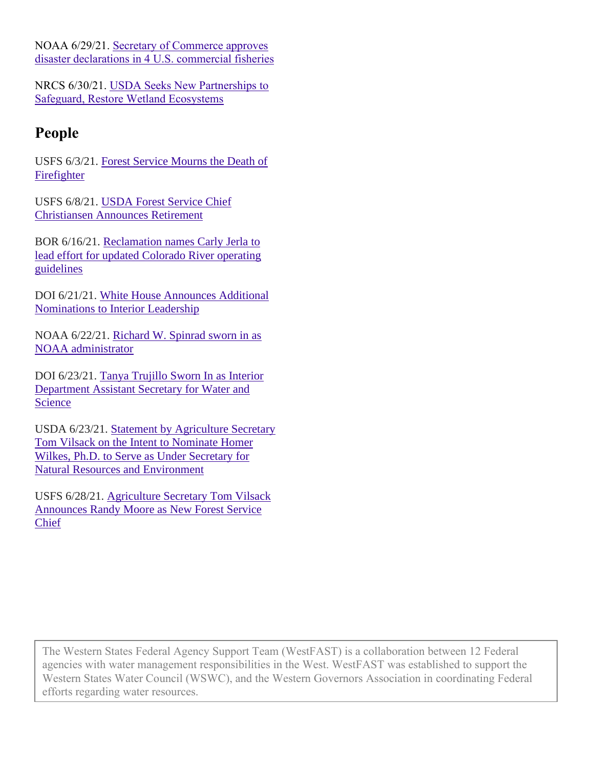NOAA 6/29/21. Secretary of Commerce approves disaster declarations in 4 U.S. commercial fisheries

NRCS 6/30/21. USDA Seeks New Partnerships to Safeguard, Restore Wetland Ecosystems

## People

USFS 6/3/21. Forest Service Mourns the Death of Firefighter

USFS 6/8/21. USDA Forest Service Chief Christiansen Announces Retirement

BOR 6/16/21. Reclamation names Carly Jerla to lead effort for updated Colorado River operating guidelines

DOI 6/21/21. White House Announces Additional Nominations to Interior Leadership

NOAA 6/22/21. Richard W. Spinrad sworn in as NOAA administrator

DOI 6/23/21. Tanya Trujillo Sworn In as Interior Department Assistant Secretary for Water and Science

USDA 6/23/21. Statement by Agriculture Secretary Tom Vilsack on the Intent to Nominate Homer Wilkes, Ph.D. to Serve as Under Secretary for Natural Resources and Environment

USFS 6/28/21. Agriculture Secretary Tom Vilsack Announces Randy Moore as New Forest Service Chief

The Western States Federal Agency Support Team (WestFAST) is a collaboration between 12 Federal agencies with water management responsibilities in the West. WestFAST was established to support the Western States Water Council (WSWC), and the Western Governors Association in coordinating Federal efforts regarding water resources.